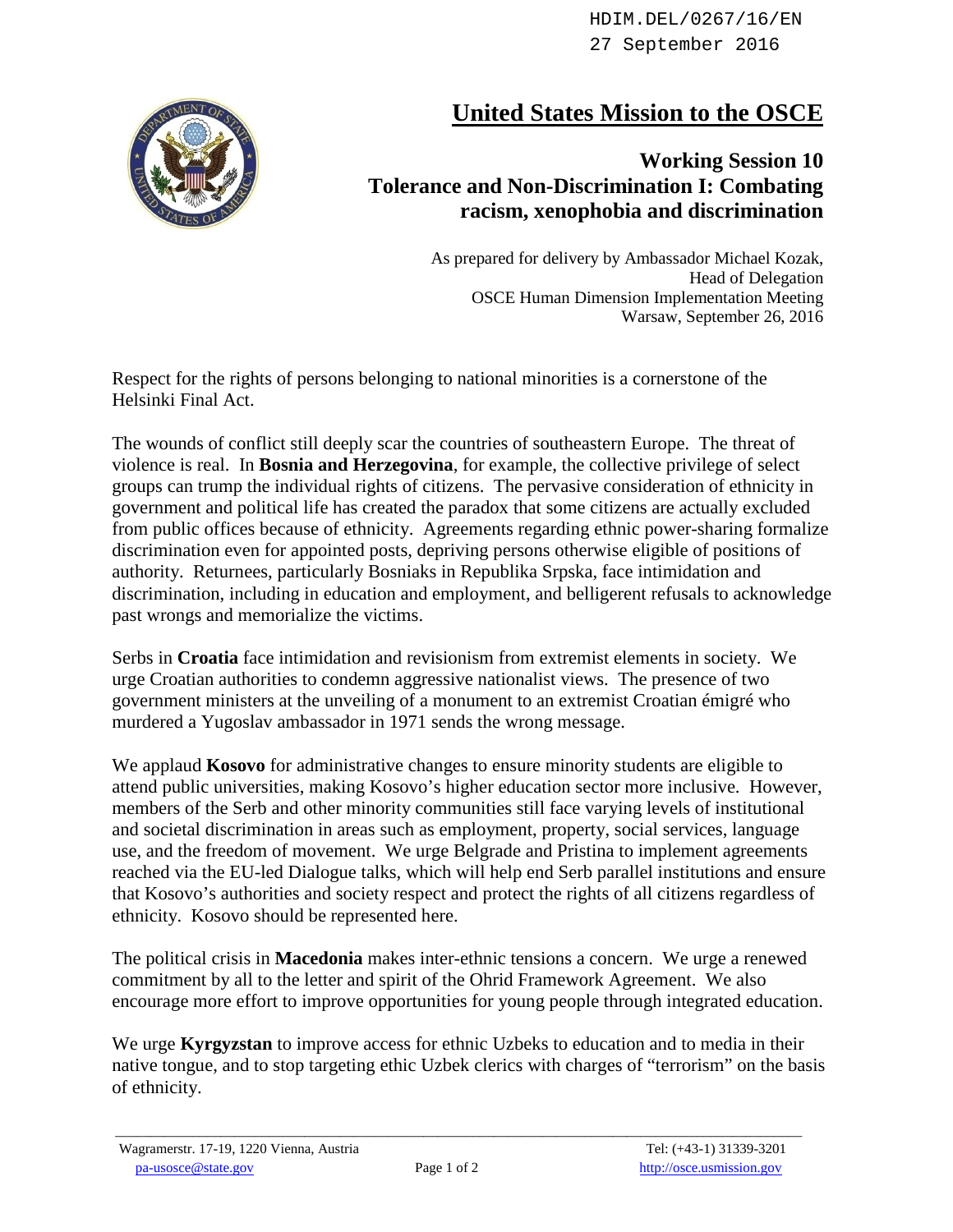HDIM.DEL/0267/16/EN
27 September 2016

# United States Mission to the OSCE

## Working Session 10
## Tolerance and Non-Discrimination I: Combating racism, xenophobia and discrimination

As prepared for delivery by Ambassador Michael Kozak,
Head of Delegation
OSCE Human Dimension Implementation Meeting
Warsaw, September 26, 2016

Respect for the rights of persons belonging to national minorities is a cornerstone of the Helsinki Final Act.

The wounds of conflict still deeply scar the countries of southeastern Europe. The threat of violence is real. In **Bosnia and Herzegovina**, for example, the collective privilege of select groups can trump the individual rights of citizens. The pervasive consideration of ethnicity in government and political life has created the paradox that some citizens are actually excluded from public offices because of ethnicity. Agreements regarding ethnic power-sharing formalize discrimination even for appointed posts, depriving persons otherwise eligible of positions of authority. Returnees, particularly Bosniaks in Republika Srpska, face intimidation and discrimination, including in education and employment, and belligerent refusals to acknowledge past wrongs and memorialize the victims.

Serbs in **Croatia** face intimidation and revisionism from extremist elements in society. We urge Croatian authorities to condemn aggressive nationalist views. The presence of two government ministers at the unveiling of a monument to an extremist Croatian émigré who murdered a Yugoslav ambassador in 1971 sends the wrong message.

We applaud **Kosovo** for administrative changes to ensure minority students are eligible to attend public universities, making Kosovo's higher education sector more inclusive. However, members of the Serb and other minority communities still face varying levels of institutional and societal discrimination in areas such as employment, property, social services, language use, and the freedom of movement. We urge Belgrade and Pristina to implement agreements reached via the EU-led Dialogue talks, which will help end Serb parallel institutions and ensure that Kosovo's authorities and society respect and protect the rights of all citizens regardless of ethnicity. Kosovo should be represented here.

The political crisis in **Macedonia** makes inter-ethnic tensions a concern. We urge a renewed commitment by all to the letter and spirit of the Ohrid Framework Agreement. We also encourage more effort to improve opportunities for young people through integrated education.

We urge **Kyrgyzstan** to improve access for ethnic Uzbeks to education and to media in their native tongue, and to stop targeting ethic Uzbek clerics with charges of "terrorism" on the basis of ethnicity.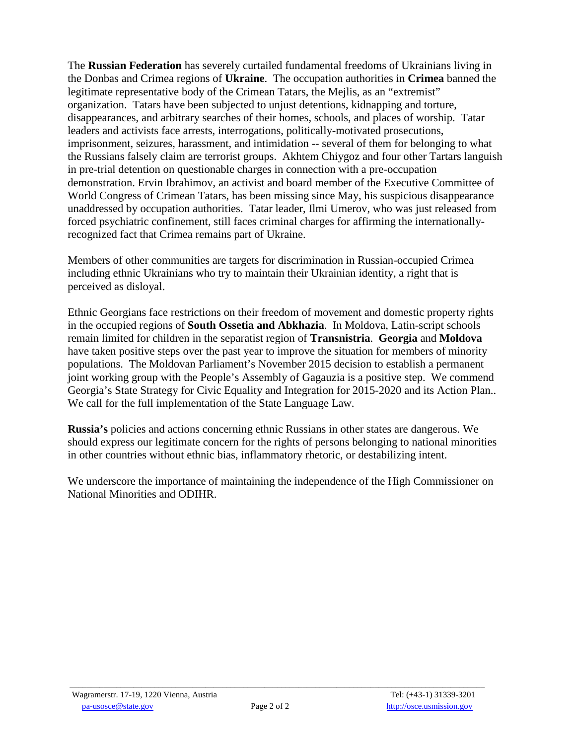The **Russian Federation** has severely curtailed fundamental freedoms of Ukrainians living in the Donbas and Crimea regions of **Ukraine**. The occupation authorities in **Crimea** banned the legitimate representative body of the Crimean Tatars, the Mejlis, as an "extremist" organization. Tatars have been subjected to unjust detentions, kidnapping and torture, disappearances, and arbitrary searches of their homes, schools, and places of worship. Tatar leaders and activists face arrests, interrogations, politically-motivated prosecutions, imprisonment, seizures, harassment, and intimidation -- several of them for belonging to what the Russians falsely claim are terrorist groups. Akhtem Chiygoz and four other Tartars languish in pre-trial detention on questionable charges in connection with a pre-occupation demonstration. Ervin Ibrahimov, an activist and board member of the Executive Committee of World Congress of Crimean Tatars, has been missing since May, his suspicious disappearance unaddressed by occupation authorities. Tatar leader, Ilmi Umerov, who was just released from forced psychiatric confinement, still faces criminal charges for affirming the internationally-recognized fact that Crimea remains part of Ukraine.

Members of other communities are targets for discrimination in Russian-occupied Crimea including ethnic Ukrainians who try to maintain their Ukrainian identity, a right that is perceived as disloyal.

Ethnic Georgians face restrictions on their freedom of movement and domestic property rights in the occupied regions of **South Ossetia and Abkhazia**. In Moldova, Latin-script schools remain limited for children in the separatist region of **Transnistria**. **Georgia** and **Moldova** have taken positive steps over the past year to improve the situation for members of minority populations. The Moldovan Parliament's November 2015 decision to establish a permanent joint working group with the People's Assembly of Gagauzia is a positive step. We commend Georgia's State Strategy for Civic Equality and Integration for 2015-2020 and its Action Plan.. We call for the full implementation of the State Language Law.

**Russia's** policies and actions concerning ethnic Russians in other states are dangerous. We should express our legitimate concern for the rights of persons belonging to national minorities in other countries without ethnic bias, inflammatory rhetoric, or destabilizing intent.

We underscore the importance of maintaining the independence of the High Commissioner on National Minorities and ODIHR.